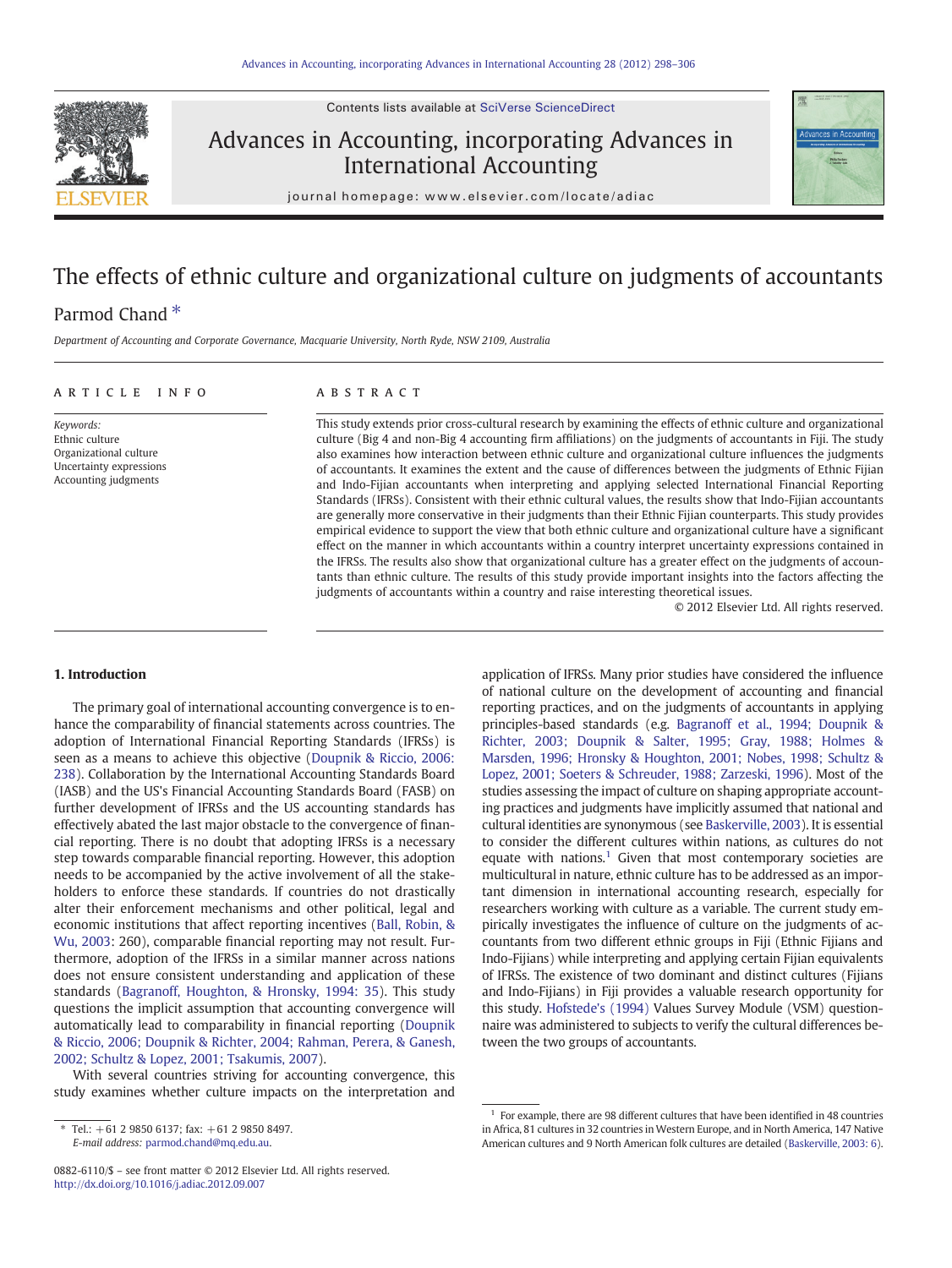# The effects of ethnic culture and organizational culture on judgments of accountants

Parmod Chand *

*Department of Accounting and Corporate Governance, Macquarie University, North Ryde, NSW 2109, Australia*

## ARTICLE INFO

*Keywords:*
Ethnic culture
Organizational culture
Uncertainty expressions
Accounting judgments

## ABSTRACT

This study extends prior cross-cultural research by examining the effects of ethnic culture and organizational culture (Big 4 and non-Big 4 accounting firm affiliations) on the judgments of accountants in Fiji. The study also examines how interaction between ethnic culture and organizational culture influences the judgments of accountants. It examines the extent and the cause of differences between the judgments of Ethnic Fijian and Indo-Fijian accountants when interpreting and applying selected International Financial Reporting Standards (IFRSs). Consistent with their ethnic cultural values, the results show that Indo-Fijian accountants are generally more conservative in their judgments than their Ethnic Fijian counterparts. This study provides empirical evidence to support the view that both ethnic culture and organizational culture have a significant effect on the manner in which accountants within a country interpret uncertainty expressions contained in the IFRSs. The results also show that organizational culture has a greater effect on the judgments of accountants than ethnic culture. The results of this study provide important insights into the factors affecting the judgments of accountants within a country and raise interesting theoretical issues.

© 2012 Elsevier Ltd. All rights reserved.

## 1. Introduction

The primary goal of international accounting convergence is to enhance the comparability of financial statements across countries. The adoption of International Financial Reporting Standards (IFRSs) is seen as a means to achieve this objective (Doupnik & Riccio, 2006: 238). Collaboration by the International Accounting Standards Board (IASB) and the US's Financial Accounting Standards Board (FASB) on further development of IFRSs and the US accounting standards has effectively abated the last major obstacle to the convergence of financial reporting. There is no doubt that adopting IFRSs is a necessary step towards comparable financial reporting. However, this adoption needs to be accompanied by the active involvement of all the stakeholders to enforce these standards. If countries do not drastically alter their enforcement mechanisms and other political, legal and economic institutions that affect reporting incentives (Ball, Robin, & Wu, 2003: 260), comparable financial reporting may not result. Furthermore, adoption of the IFRSs in a similar manner across nations does not ensure consistent understanding and application of these standards (Bagranoff, Houghton, & Hronsky, 1994: 35). This study questions the implicit assumption that accounting convergence will automatically lead to comparability in financial reporting (Doupnik & Riccio, 2006; Doupnik & Richter, 2004; Rahman, Perera, & Ganesh, 2002; Schultz & Lopez, 2001; Tsakumis, 2007).

With several countries striving for accounting convergence, this study examines whether culture impacts on the interpretation and application of IFRSs. Many prior studies have considered the influence of national culture on the development of accounting and financial reporting practices, and on the judgments of accountants in applying principles-based standards (e.g. Bagranoff et al., 1994; Doupnik & Richter, 2003; Doupnik & Salter, 1995; Gray, 1988; Holmes & Marsden, 1996; Hronsky & Houghton, 2001; Nobes, 1998; Schultz & Lopez, 2001; Soeters & Schreuder, 1988; Zarzeski, 1996). Most of the studies assessing the impact of culture on shaping appropriate accounting practices and judgments have implicitly assumed that national and cultural identities are synonymous (see Baskerville, 2003). It is essential to consider the different cultures within nations, as cultures do not equate with nations.[1] Given that most contemporary societies are multicultural in nature, ethnic culture has to be addressed as an important dimension in international accounting research, especially for researchers working with culture as a variable. The current study empirically investigates the influence of culture on the judgments of accountants from two different ethnic groups in Fiji (Ethnic Fijians and Indo-Fijians) while interpreting and applying certain Fijian equivalents of IFRSs. The existence of two dominant and distinct cultures (Fijians and Indo-Fijians) in Fiji provides a valuable research opportunity for this study. Hofstede's (1994) Values Survey Module (VSM) questionnaire was administered to subjects to verify the cultural differences between the two groups of accountants.

[1] For example, there are 98 different cultures that have been identified in 48 countries in Africa, 81 cultures in 32 countries in Western Europe, and in North America, 147 Native American cultures and 9 North American folk cultures are detailed (Baskerville, 2003: 6).

* Tel.: +61 2 9850 6137; fax: +61 2 9850 8497.
*E-mail address:* parmod.chand@mq.edu.au.

0882-6110/$ – see front matter © 2012 Elsevier Ltd. All rights reserved.
http://dx.doi.org/10.1016/j.adiac.2012.09.007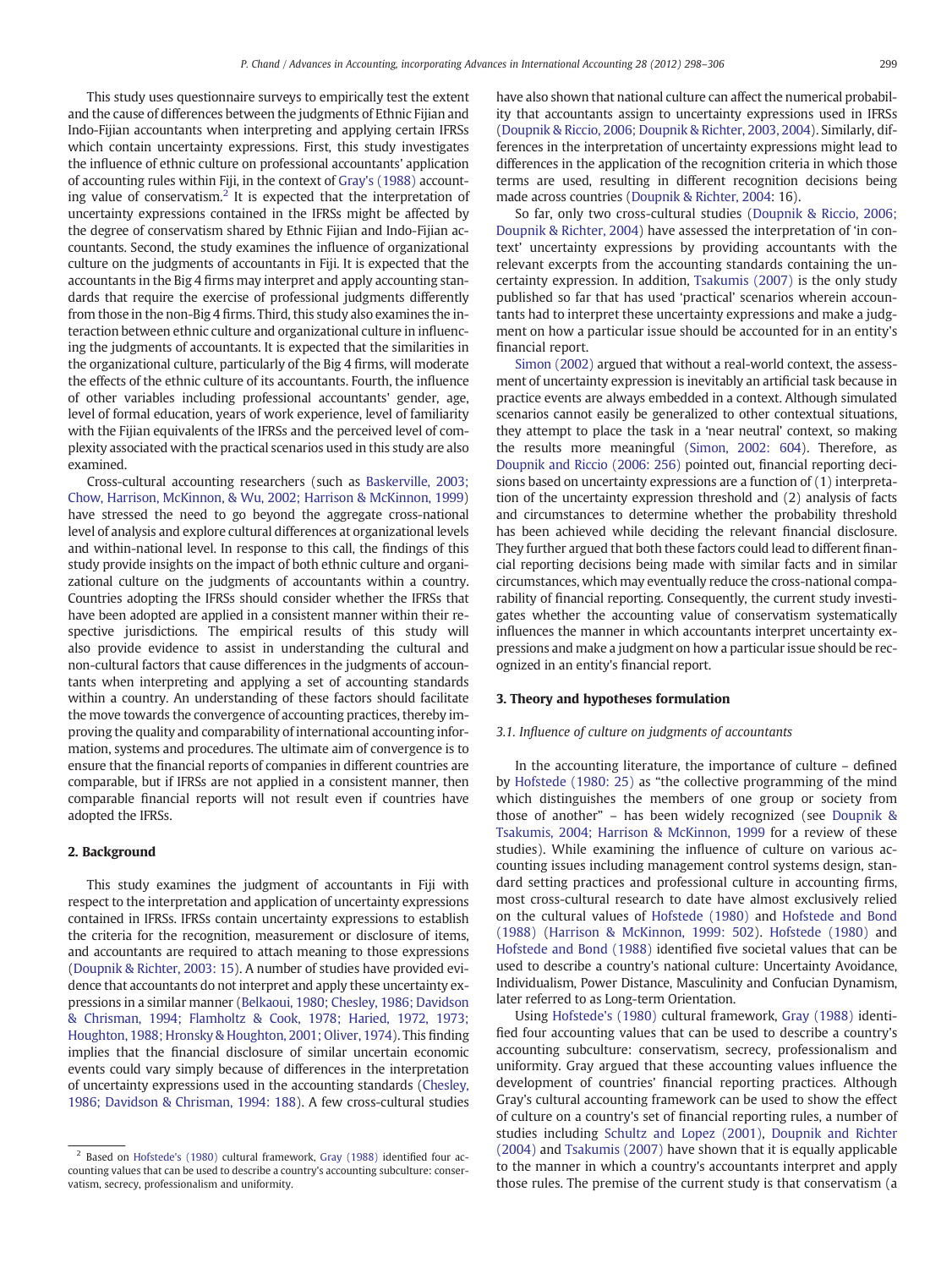This study uses questionnaire surveys to empirically test the extent and the cause of differences between the judgments of Ethnic Fijian and Indo-Fijian accountants when interpreting and applying certain IFRSs which contain uncertainty expressions. First, this study investigates the influence of ethnic culture on professional accountants' application of accounting rules within Fiji, in the context of Gray's (1988) accounting value of conservatism.[2] It is expected that the interpretation of uncertainty expressions contained in the IFRSs might be affected by the degree of conservatism shared by Ethnic Fijian and Indo-Fijian accountants. Second, the study examines the influence of organizational culture on the judgments of accountants in Fiji. It is expected that the accountants in the Big 4 firms may interpret and apply accounting standards that require the exercise of professional judgments differently from those in the non-Big 4 firms. Third, this study also examines the interaction between ethnic culture and organizational culture in influencing the judgments of accountants. It is expected that the similarities in the organizational culture, particularly of the Big 4 firms, will moderate the effects of the ethnic culture of its accountants. Fourth, the influence of other variables including professional accountants' gender, age, level of formal education, years of work experience, level of familiarity with the Fijian equivalents of the IFRSs and the perceived level of complexity associated with the practical scenarios used in this study are also examined.

Cross-cultural accounting researchers (such as Baskerville, 2003; Chow, Harrison, McKinnon, & Wu, 2002; Harrison & McKinnon, 1999) have stressed the need to go beyond the aggregate cross-national level of analysis and explore cultural differences at organizational levels and within-national level. In response to this call, the findings of this study provide insights on the impact of both ethnic culture and organizational culture on the judgments of accountants within a country. Countries adopting the IFRSs should consider whether the IFRSs that have been adopted are applied in a consistent manner within their respective jurisdictions. The empirical results of this study will also provide evidence to assist in understanding the cultural and non-cultural factors that cause differences in the judgments of accountants when interpreting and applying a set of accounting standards within a country. An understanding of these factors should facilitate the move towards the convergence of accounting practices, thereby improving the quality and comparability of international accounting information, systems and procedures. The ultimate aim of convergence is to ensure that the financial reports of companies in different countries are comparable, but if IFRSs are not applied in a consistent manner, then comparable financial reports will not result even if countries have adopted the IFRSs.

## 2. Background

This study examines the judgment of accountants in Fiji with respect to the interpretation and application of uncertainty expressions contained in IFRSs. IFRSs contain uncertainty expressions to establish the criteria for the recognition, measurement or disclosure of items, and accountants are required to attach meaning to those expressions (Doupnik & Richter, 2003: 15). A number of studies have provided evidence that accountants do not interpret and apply these uncertainty expressions in a similar manner (Belkaoui, 1980; Chesley, 1986; Davidson & Chrisman, 1994; Flamholtz & Cook, 1978; Haried, 1972, 1973; Houghton, 1988; Hronsky & Houghton, 2001; Oliver, 1974). This finding implies that the financial disclosure of similar uncertain economic events could vary simply because of differences in the interpretation of uncertainty expressions used in the accounting standards (Chesley, 1986; Davidson & Chrisman, 1994: 188). A few cross-cultural studies have also shown that national culture can affect the numerical probability that accountants assign to uncertainty expressions used in IFRSs (Doupnik & Riccio, 2006; Doupnik & Richter, 2003, 2004). Similarly, differences in the interpretation of uncertainty expressions might lead to differences in the application of the recognition criteria in which those terms are used, resulting in different recognition decisions being made across countries (Doupnik & Richter, 2004: 16).

So far, only two cross-cultural studies (Doupnik & Riccio, 2006; Doupnik & Richter, 2004) have assessed the interpretation of 'in context' uncertainty expressions by providing accountants with the relevant excerpts from the accounting standards containing the uncertainty expression. In addition, Tsakumis (2007) is the only study published so far that has used 'practical' scenarios wherein accountants had to interpret these uncertainty expressions and make a judgment on how a particular issue should be accounted for in an entity's financial report.

Simon (2002) argued that without a real-world context, the assessment of uncertainty expression is inevitably an artificial task because in practice events are always embedded in a context. Although simulated scenarios cannot easily be generalized to other contextual situations, they attempt to place the task in a 'near neutral' context, so making the results more meaningful (Simon, 2002: 604). Therefore, as Doupnik and Riccio (2006: 256) pointed out, financial reporting decisions based on uncertainty expressions are a function of (1) interpretation of the uncertainty expression threshold and (2) analysis of facts and circumstances to determine whether the probability threshold has been achieved while deciding the relevant financial disclosure. They further argued that both these factors could lead to different financial reporting decisions being made with similar facts and in similar circumstances, which may eventually reduce the cross-national comparability of financial reporting. Consequently, the current study investigates whether the accounting value of conservatism systematically influences the manner in which accountants interpret uncertainty expressions and make a judgment on how a particular issue should be recognized in an entity's financial report.

## 3. Theory and hypotheses formulation

### *3.1. Influence of culture on judgments of accountants*

In the accounting literature, the importance of culture – defined by Hofstede (1980: 25) as "the collective programming of the mind which distinguishes the members of one group or society from those of another" – has been widely recognized (see Doupnik & Tsakumis, 2004; Harrison & McKinnon, 1999 for a review of these studies). While examining the influence of culture on various accounting issues including management control systems design, standard setting practices and professional culture in accounting firms, most cross-cultural research to date have almost exclusively relied on the cultural values of Hofstede (1980) and Hofstede and Bond (1988) (Harrison & McKinnon, 1999: 502). Hofstede (1980) and Hofstede and Bond (1988) identified five societal values that can be used to describe a country's national culture: Uncertainty Avoidance, Individualism, Power Distance, Masculinity and Confucian Dynamism, later referred to as Long-term Orientation.

Using Hofstede's (1980) cultural framework, Gray (1988) identified four accounting values that can be used to describe a country's accounting subculture: conservatism, secrecy, professionalism and uniformity. Gray argued that these accounting values influence the development of countries' financial reporting practices. Although Gray's cultural accounting framework can be used to show the effect of culture on a country's set of financial reporting rules, a number of studies including Schultz and Lopez (2001), Doupnik and Richter (2004) and Tsakumis (2007) have shown that it is equally applicable to the manner in which a country's accountants interpret and apply those rules. The premise of the current study is that conservatism (a

---

[2] Based on Hofstede's (1980) cultural framework, Gray (1988) identified four accounting values that can be used to describe a country's accounting subculture: conservatism, secrecy, professionalism and uniformity.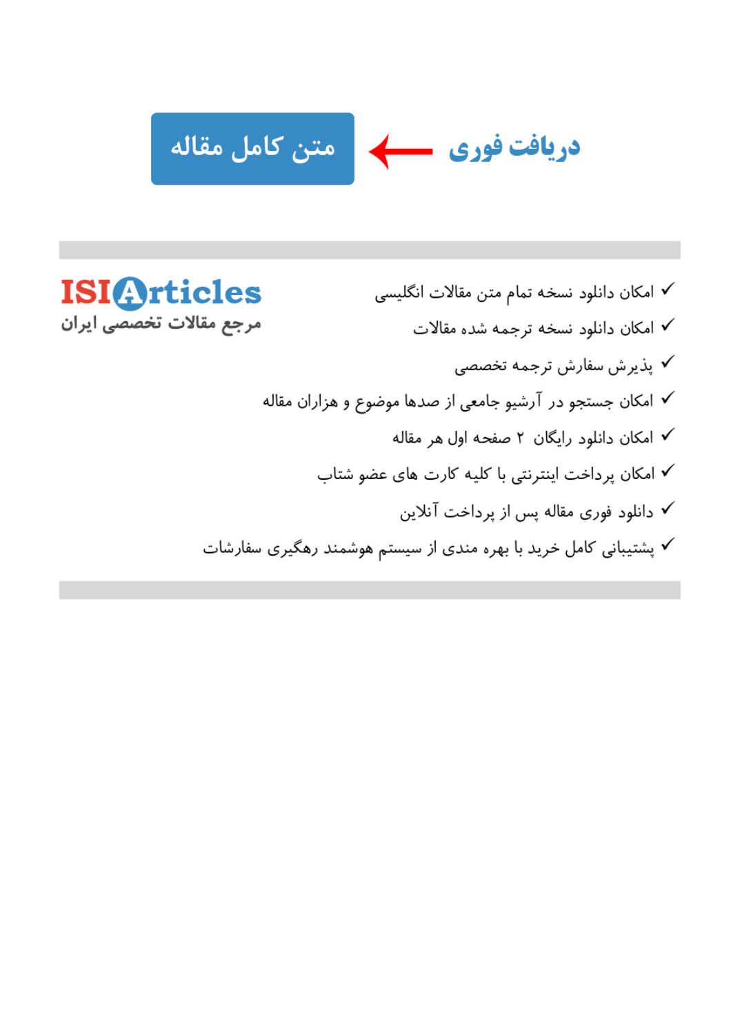دریافت فوری ← متن کامل مقاله

ISIArticles
مرجع مقالات تخصصی ایران

- ✓ امکان دانلود نسخه تمام متن مقالات انگلیسی
- ✓ امکان دانلود نسخه ترجمه شده مقالات
- ✓ پذیرش سفارش ترجمه تخصصی
- ✓ امکان جستجو در آرشیو جامعی از صدها موضوع و هزاران مقاله
- ✓ امکان دانلود رایگان ۲ صفحه اول هر مقاله
- ✓ امکان پرداخت اینترنتی با کلیه کارت های عضو شتاب
- ✓ دانلود فوری مقاله پس از پرداخت آنلاین
- ✓ پشتیبانی کامل خرید با بهره مندی از سیستم هوشمند رهگیری سفارشات